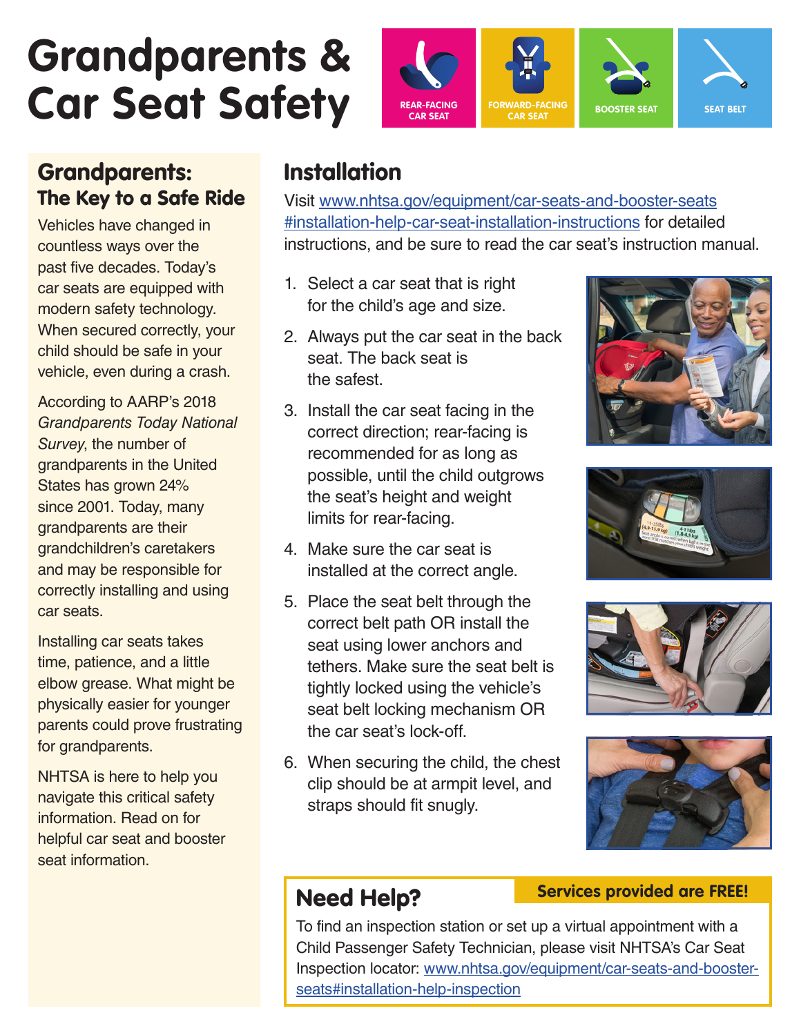# Grandparents & Car Seat Safety

REAR-FACING CAR SEAT | FORWARD-FACING CAR SEAT | BOOSTER SEAT | SEAT BELT

## Grandparents: The Key to a Safe Ride

Vehicles have changed in countless ways over the past five decades. Today's car seats are equipped with modern safety technology. When secured correctly, your child should be safe in your vehicle, even during a crash.

According to AARP's 2018 *Grandparents Today National Survey*, the number of grandparents in the United States has grown 24% since 2001. Today, many grandparents are their grandchildren's caretakers and may be responsible for correctly installing and using car seats.

Installing car seats takes time, patience, and a little elbow grease. What might be physically easier for younger parents could prove frustrating for grandparents.

NHTSA is here to help you navigate this critical safety information. Read on for helpful car seat and booster seat information.

## Installation

Visit www.nhtsa.gov/equipment/car-seats-and-booster-seats#installation-help-car-seat-installation-instructions for detailed instructions, and be sure to read the car seat's instruction manual.

1. Select a car seat that is right for the child's age and size.
2. Always put the car seat in the back seat. The back seat is the safest.
3. Install the car seat facing in the correct direction; rear-facing is recommended for as long as possible, until the child outgrows the seat's height and weight limits for rear-facing.
4. Make sure the car seat is installed at the correct angle.
5. Place the seat belt through the correct belt path OR install the seat using lower anchors and tethers. Make sure the seat belt is tightly locked using the vehicle's seat belt locking mechanism OR the car seat's lock-off.
6. When securing the child, the chest clip should be at armpit level, and straps should fit snugly.

## Need Help?

**Services provided are FREE!**

To find an inspection station or set up a virtual appointment with a Child Passenger Safety Technician, please visit NHTSA's Car Seat Inspection locator: www.nhtsa.gov/equipment/car-seats-and-booster-seats#installation-help-inspection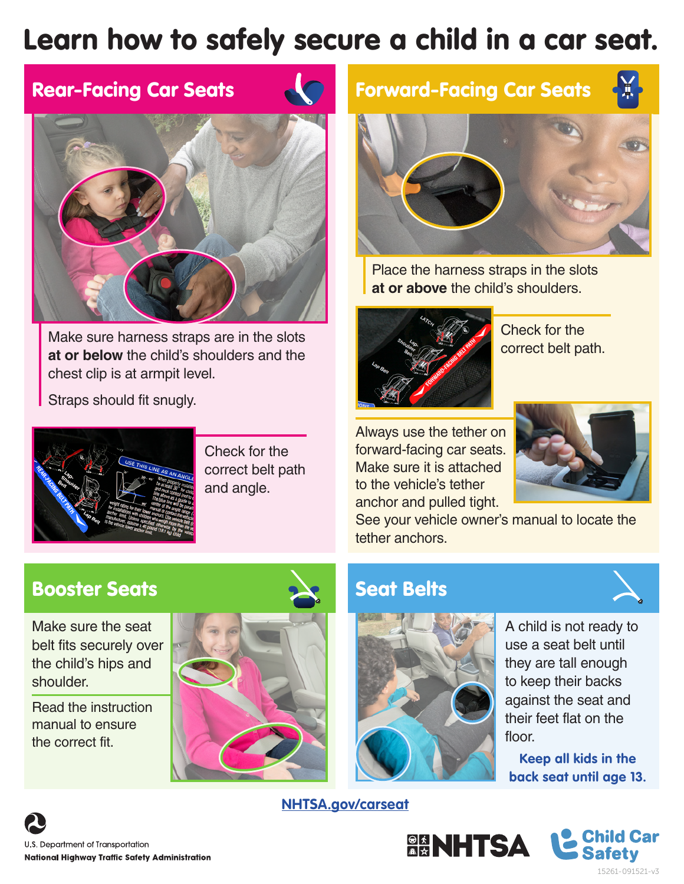# Learn how to safely secure a child in a car seat.

## Rear-Facing Car Seats

Make sure harness straps are in the slots **at or below** the child's shoulders and the chest clip is at armpit level.

Straps should fit snugly.

Check for the correct belt path and angle.

## Forward-Facing Car Seats

Place the harness straps in the slots **at or above** the child's shoulders.

Check for the correct belt path.

Always use the tether on forward-facing car seats. Make sure it is attached to the vehicle's tether anchor and pulled tight. See your vehicle owner's manual to locate the tether anchors.

## Booster Seats

Make sure the seat belt fits securely over the child's hips and shoulder.

Read the instruction manual to ensure the correct fit.

## Seat Belts

A child is not ready to use a seat belt until they are tall enough to keep their backs against the seat and their feet flat on the floor.

**Keep all kids in the back seat until age 13.**

NHTSA.gov/carseat

U.S. Department of Transportation
**National Highway Traffic Safety Administration**

NHTSA

Child Car Safety

15261-091521-v3